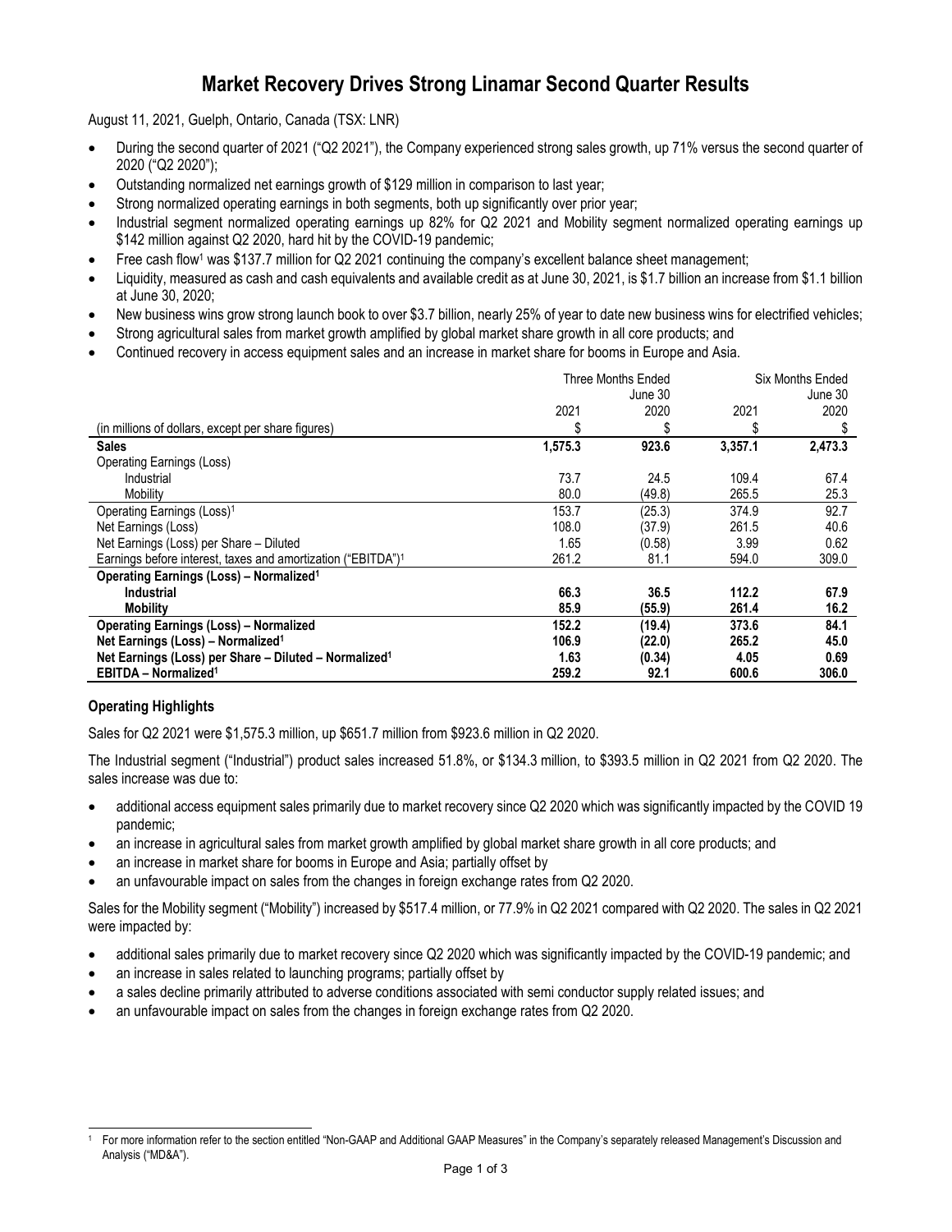# Market Recovery Drives Strong Linamar Second Quarter Results

August 11, 2021, Guelph, Ontario, Canada (TSX: LNR)

- During the second quarter of 2021 ("Q2 2021"), the Company experienced strong sales growth, up 71% versus the second quarter of 2020 ("Q2 2020");
- Outstanding normalized net earnings growth of $129 million in comparison to last year;
- Strong normalized operating earnings in both segments, both up significantly over prior year;
- Industrial segment normalized operating earnings up 82% for Q2 2021 and Mobility segment normalized operating earnings up $142 million against Q2 2020, hard hit by the COVID-19 pandemic;
- Free cash flow[1] was $137.7 million for Q2 2021 continuing the company's excellent balance sheet management;
- Liquidity, measured as cash and cash equivalents and available credit as at June 30, 2021, is $1.7 billion an increase from $1.1 billion at June 30, 2020;
- New business wins grow strong launch book to over $3.7 billion, nearly 25% of year to date new business wins for electrified vehicles;
- Strong agricultural sales from market growth amplified by global market share growth in all core products; and
- Continued recovery in access equipment sales and an increase in market share for booms in Europe and Asia.

| | Three Months Ended June 30 | | Six Months Ended June 30 | |
|---|---|---|---|---|
| | 2021 | 2020 | 2021 | 2020 |
| (in millions of dollars, except per share figures) | $ | $ | $ | $ |
| **Sales** | **1,575.3** | **923.6** | **3,357.1** | **2,473.3** |
| Operating Earnings (Loss) | | | | |
| Industrial | 73.7 | 24.5 | 109.4 | 67.4 |
| Mobility | 80.0 | (49.8) | 265.5 | 25.3 |
| Operating Earnings (Loss)[1] | 153.7 | (25.3) | 374.9 | 92.7 |
| Net Earnings (Loss) | 108.0 | (37.9) | 261.5 | 40.6 |
| Net Earnings (Loss) per Share – Diluted | 1.65 | (0.58) | 3.99 | 0.62 |
| Earnings before interest, taxes and amortization ("EBITDA")[1] | 261.2 | 81.1 | 594.0 | 309.0 |
| **Operating Earnings (Loss) – Normalized[1]** | | | | |
| **Industrial** | **66.3** | **36.5** | **112.2** | **67.9** |
| **Mobility** | **85.9** | **(55.9)** | **261.4** | **16.2** |
| **Operating Earnings (Loss) – Normalized** | **152.2** | **(19.4)** | **373.6** | **84.1** |
| **Net Earnings (Loss) – Normalized[1]** | **106.9** | **(22.0)** | **265.2** | **45.0** |
| **Net Earnings (Loss) per Share – Diluted – Normalized[1]** | **1.63** | **(0.34)** | **4.05** | **0.69** |
| **EBITDA – Normalized[1]** | **259.2** | **92.1** | **600.6** | **306.0** |

### Operating Highlights

Sales for Q2 2021 were $1,575.3 million, up $651.7 million from $923.6 million in Q2 2020.

The Industrial segment ("Industrial") product sales increased 51.8%, or $134.3 million, to $393.5 million in Q2 2021 from Q2 2020. The sales increase was due to:

- additional access equipment sales primarily due to market recovery since Q2 2020 which was significantly impacted by the COVID 19 pandemic;
- an increase in agricultural sales from market growth amplified by global market share growth in all core products; and
- an increase in market share for booms in Europe and Asia; partially offset by
- an unfavourable impact on sales from the changes in foreign exchange rates from Q2 2020.

Sales for the Mobility segment ("Mobility") increased by $517.4 million, or 77.9% in Q2 2021 compared with Q2 2020. The sales in Q2 2021 were impacted by:

- additional sales primarily due to market recovery since Q2 2020 which was significantly impacted by the COVID-19 pandemic; and
- an increase in sales related to launching programs; partially offset by
- a sales decline primarily attributed to adverse conditions associated with semi conductor supply related issues; and
- an unfavourable impact on sales from the changes in foreign exchange rates from Q2 2020.

[1] For more information refer to the section entitled "Non-GAAP and Additional GAAP Measures" in the Company's separately released Management's Discussion and Analysis ("MD&A").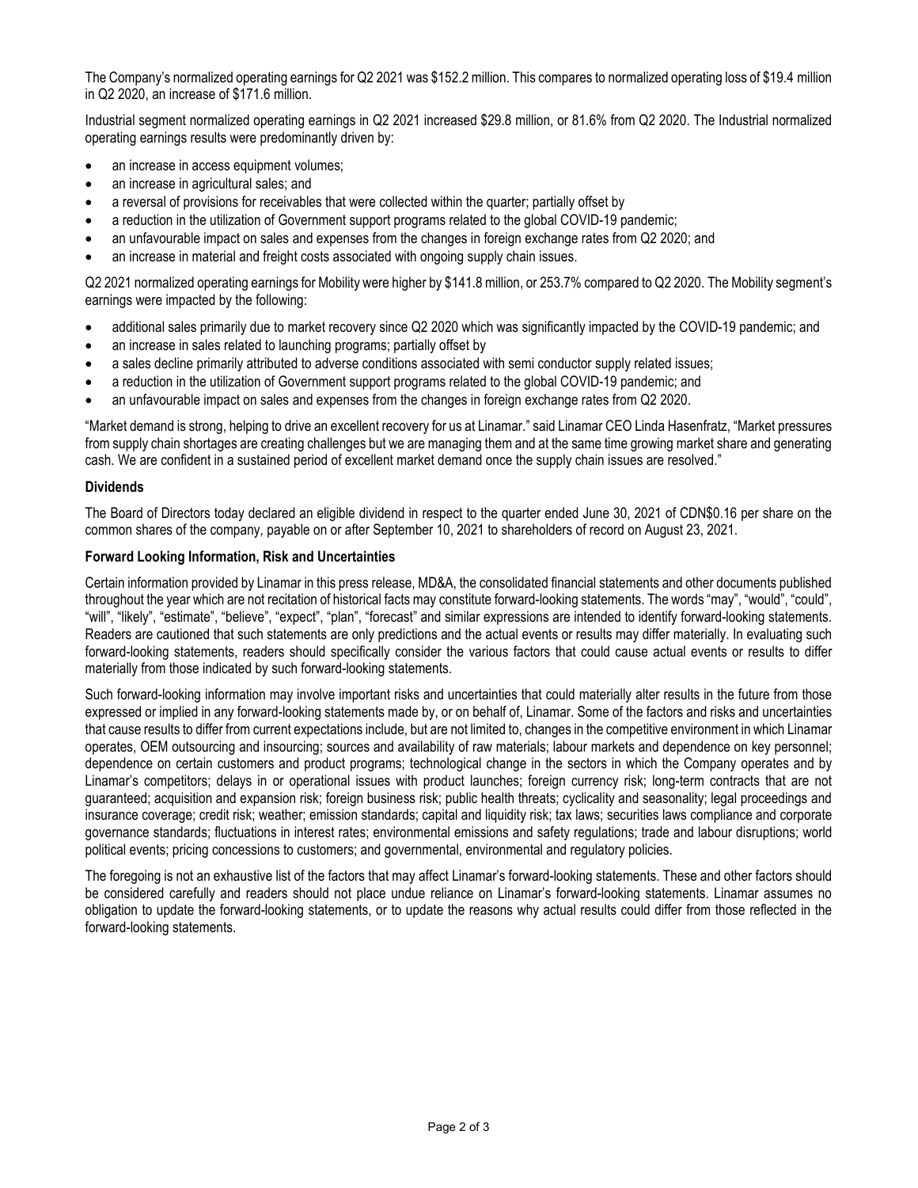The Company's normalized operating earnings for Q2 2021 was $152.2 million. This compares to normalized operating loss of $19.4 million in Q2 2020, an increase of $171.6 million.

Industrial segment normalized operating earnings in Q2 2021 increased $29.8 million, or 81.6% from Q2 2020. The Industrial normalized operating earnings results were predominantly driven by:

- an increase in access equipment volumes;
- an increase in agricultural sales; and
- a reversal of provisions for receivables that were collected within the quarter; partially offset by
- a reduction in the utilization of Government support programs related to the global COVID-19 pandemic;
- an unfavourable impact on sales and expenses from the changes in foreign exchange rates from Q2 2020; and
- an increase in material and freight costs associated with ongoing supply chain issues.

Q2 2021 normalized operating earnings for Mobility were higher by $141.8 million, or 253.7% compared to Q2 2020. The Mobility segment's earnings were impacted by the following:

- additional sales primarily due to market recovery since Q2 2020 which was significantly impacted by the COVID-19 pandemic; and
- an increase in sales related to launching programs; partially offset by
- a sales decline primarily attributed to adverse conditions associated with semi conductor supply related issues;
- a reduction in the utilization of Government support programs related to the global COVID-19 pandemic; and
- an unfavourable impact on sales and expenses from the changes in foreign exchange rates from Q2 2020.

"Market demand is strong, helping to drive an excellent recovery for us at Linamar." said Linamar CEO Linda Hasenfratz, "Market pressures from supply chain shortages are creating challenges but we are managing them and at the same time growing market share and generating cash. We are confident in a sustained period of excellent market demand once the supply chain issues are resolved."

**Dividends**

The Board of Directors today declared an eligible dividend in respect to the quarter ended June 30, 2021 of CDN$0.16 per share on the common shares of the company, payable on or after September 10, 2021 to shareholders of record on August 23, 2021.

**Forward Looking Information, Risk and Uncertainties**

Certain information provided by Linamar in this press release, MD&A, the consolidated financial statements and other documents published throughout the year which are not recitation of historical facts may constitute forward-looking statements. The words "may", "would", "could", "will", "likely", "estimate", "believe", "expect", "plan", "forecast" and similar expressions are intended to identify forward-looking statements. Readers are cautioned that such statements are only predictions and the actual events or results may differ materially. In evaluating such forward-looking statements, readers should specifically consider the various factors that could cause actual events or results to differ materially from those indicated by such forward-looking statements.

Such forward-looking information may involve important risks and uncertainties that could materially alter results in the future from those expressed or implied in any forward-looking statements made by, or on behalf of, Linamar. Some of the factors and risks and uncertainties that cause results to differ from current expectations include, but are not limited to, changes in the competitive environment in which Linamar operates, OEM outsourcing and insourcing; sources and availability of raw materials; labour markets and dependence on key personnel; dependence on certain customers and product programs; technological change in the sectors in which the Company operates and by Linamar's competitors; delays in or operational issues with product launches; foreign currency risk; long-term contracts that are not guaranteed; acquisition and expansion risk; foreign business risk; public health threats; cyclicality and seasonality; legal proceedings and insurance coverage; credit risk; weather; emission standards; capital and liquidity risk; tax laws; securities laws compliance and corporate governance standards; fluctuations in interest rates; environmental emissions and safety regulations; trade and labour disruptions; world political events; pricing concessions to customers; and governmental, environmental and regulatory policies.

The foregoing is not an exhaustive list of the factors that may affect Linamar's forward-looking statements. These and other factors should be considered carefully and readers should not place undue reliance on Linamar's forward-looking statements. Linamar assumes no obligation to update the forward-looking statements, or to update the reasons why actual results could differ from those reflected in the forward-looking statements.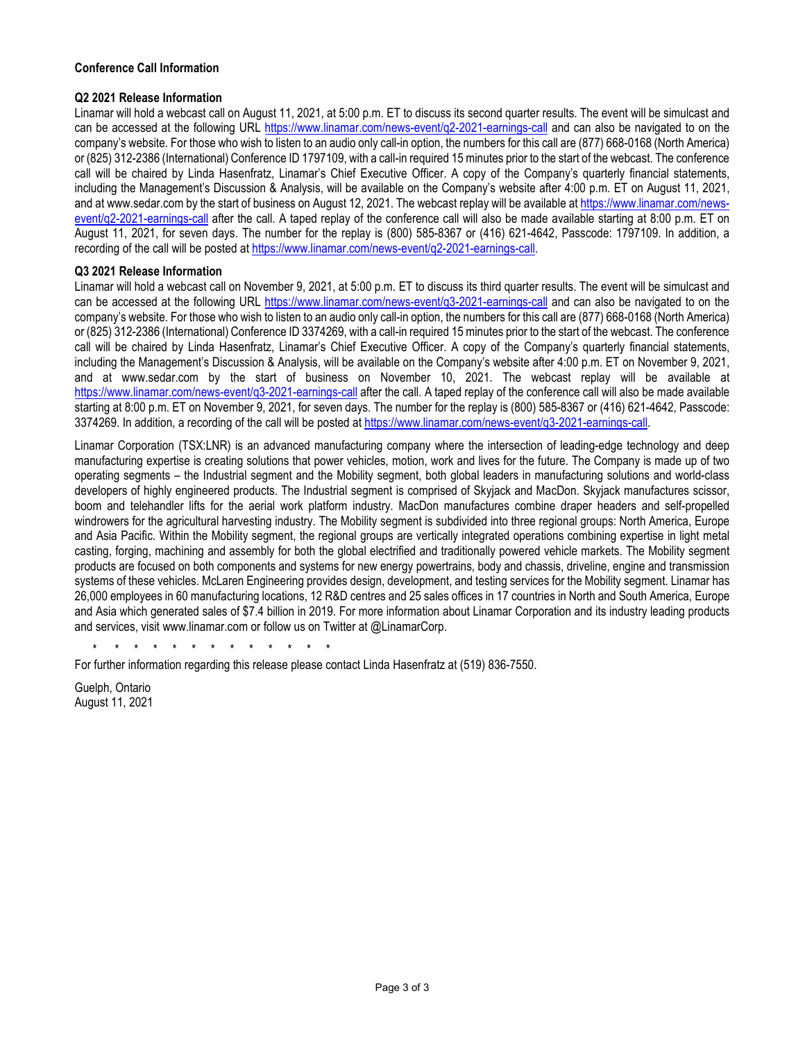**Conference Call Information**

**Q2 2021 Release Information**

Linamar will hold a webcast call on August 11, 2021, at 5:00 p.m. ET to discuss its second quarter results. The event will be simulcast and can be accessed at the following URL https://www.linamar.com/news-event/q2-2021-earnings-call and can also be navigated to on the company's website. For those who wish to listen to an audio only call-in option, the numbers for this call are (877) 668-0168 (North America) or (825) 312-2386 (International) Conference ID 1797109, with a call-in required 15 minutes prior to the start of the webcast. The conference call will be chaired by Linda Hasenfratz, Linamar's Chief Executive Officer. A copy of the Company's quarterly financial statements, including the Management's Discussion & Analysis, will be available on the Company's website after 4:00 p.m. ET on August 11, 2021, and at www.sedar.com by the start of business on August 12, 2021. The webcast replay will be available at https://www.linamar.com/news-event/q2-2021-earnings-call after the call. A taped replay of the conference call will also be made available starting at 8:00 p.m. ET on August 11, 2021, for seven days. The number for the replay is (800) 585-8367 or (416) 621-4642, Passcode: 1797109. In addition, a recording of the call will be posted at https://www.linamar.com/news-event/q2-2021-earnings-call.

**Q3 2021 Release Information**

Linamar will hold a webcast call on November 9, 2021, at 5:00 p.m. ET to discuss its third quarter results. The event will be simulcast and can be accessed at the following URL https://www.linamar.com/news-event/q3-2021-earnings-call and can also be navigated to on the company's website. For those who wish to listen to an audio only call-in option, the numbers for this call are (877) 668-0168 (North America) or (825) 312-2386 (International) Conference ID 3374269, with a call-in required 15 minutes prior to the start of the webcast. The conference call will be chaired by Linda Hasenfratz, Linamar's Chief Executive Officer. A copy of the Company's quarterly financial statements, including the Management's Discussion & Analysis, will be available on the Company's website after 4:00 p.m. ET on November 9, 2021, and at www.sedar.com by the start of business on November 10, 2021. The webcast replay will be available at https://www.linamar.com/news-event/q3-2021-earnings-call after the call. A taped replay of the conference call will also be made available starting at 8:00 p.m. ET on November 9, 2021, for seven days. The number for the replay is (800) 585-8367 or (416) 621-4642, Passcode: 3374269. In addition, a recording of the call will be posted at https://www.linamar.com/news-event/q3-2021-earnings-call.

Linamar Corporation (TSX:LNR) is an advanced manufacturing company where the intersection of leading-edge technology and deep manufacturing expertise is creating solutions that power vehicles, motion, work and lives for the future. The Company is made up of two operating segments – the Industrial segment and the Mobility segment, both global leaders in manufacturing solutions and world-class developers of highly engineered products. The Industrial segment is comprised of Skyjack and MacDon. Skyjack manufactures scissor, boom and telehandler lifts for the aerial work platform industry. MacDon manufactures combine draper headers and self-propelled windrowers for the agricultural harvesting industry. The Mobility segment is subdivided into three regional groups: North America, Europe and Asia Pacific. Within the Mobility segment, the regional groups are vertically integrated operations combining expertise in light metal casting, forging, machining and assembly for both the global electrified and traditionally powered vehicle markets. The Mobility segment products are focused on both components and systems for new energy powertrains, body and chassis, driveline, engine and transmission systems of these vehicles. McLaren Engineering provides design, development, and testing services for the Mobility segment. Linamar has 26,000 employees in 60 manufacturing locations, 12 R&D centres and 25 sales offices in 17 countries in North and South America, Europe and Asia which generated sales of $7.4 billion in 2019. For more information about Linamar Corporation and its industry leading products and services, visit www.linamar.com or follow us on Twitter at @LinamarCorp.

\* \* \* \* \* \* \* \* \* \* \* \* \* \*

For further information regarding this release please contact Linda Hasenfratz at (519) 836-7550.

Guelph, Ontario
August 11, 2021